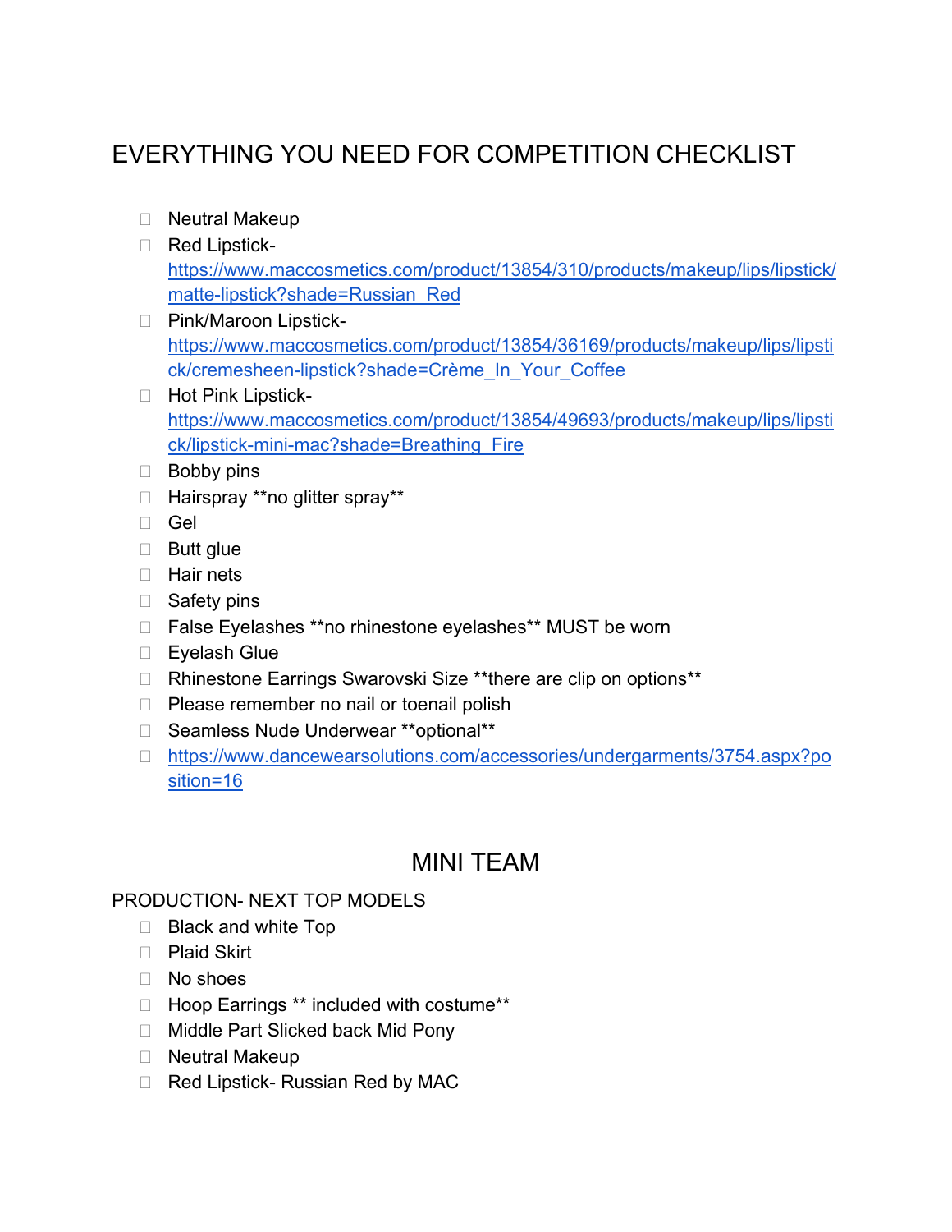# EVERYTHING YOU NEED FOR COMPETITION CHECKLIST

- [ ] Neutral Makeup
- [ ] Red Lipstick- https://www.maccosmetics.com/product/13854/310/products/makeup/lips/lipstick/matte-lipstick?shade=Russian_Red
- [ ] Pink/Maroon Lipstick- https://www.maccosmetics.com/product/13854/36169/products/makeup/lips/lipstick/cremesheen-lipstick?shade=Crème_In_Your_Coffee
- [ ] Hot Pink Lipstick- https://www.maccosmetics.com/product/13854/49693/products/makeup/lips/lipstick/lipstick-mini-mac?shade=Breathing_Fire
- [ ] Bobby pins
- [ ] Hairspray **no glitter spray**
- [ ] Gel
- [ ] Butt glue
- [ ] Hair nets
- [ ] Safety pins
- [ ] False Eyelashes **no rhinestone eyelashes** MUST be worn
- [ ] Eyelash Glue
- [ ] Rhinestone Earrings Swarovski Size **there are clip on options**
- [ ] Please remember no nail or toenail polish
- [ ] Seamless Nude Underwear **optional**
- [ ] https://www.dancewearsolutions.com/accessories/undergarments/3754.aspx?position=16

## MINI TEAM

### PRODUCTION- NEXT TOP MODELS

- [ ] Black and white Top
- [ ] Plaid Skirt
- [ ] No shoes
- [ ] Hoop Earrings ** included with costume**
- [ ] Middle Part Slicked back Mid Pony
- [ ] Neutral Makeup
- [ ] Red Lipstick- Russian Red by MAC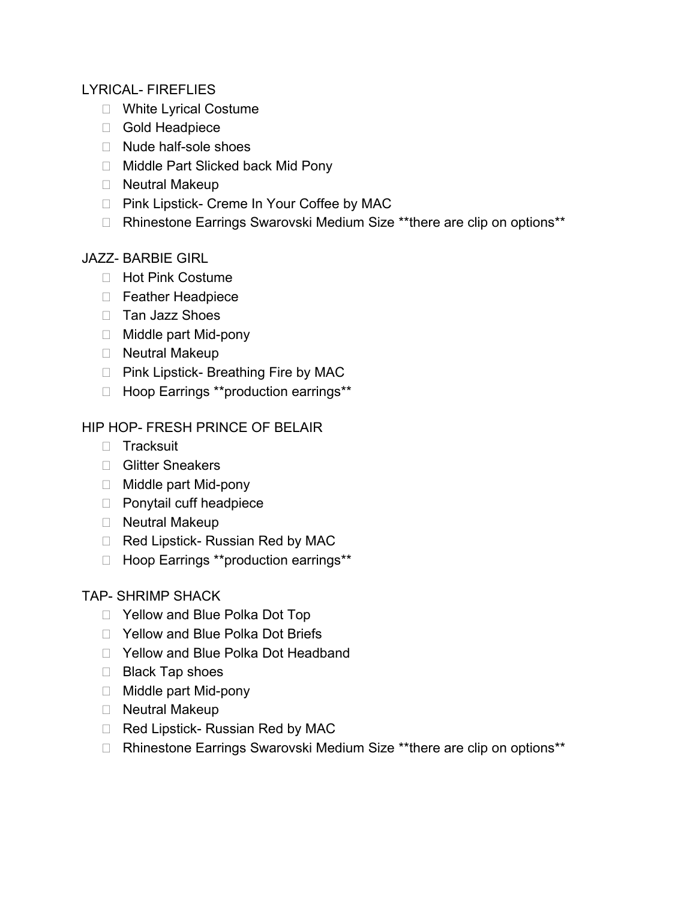LYRICAL- FIREFLIES

- White Lyrical Costume
- Gold Headpiece
- Nude half-sole shoes
- Middle Part Slicked back Mid Pony
- Neutral Makeup
- Pink Lipstick- Creme In Your Coffee by MAC
- Rhinestone Earrings Swarovski Medium Size **there are clip on options**

JAZZ- BARBIE GIRL

- Hot Pink Costume
- Feather Headpiece
- Tan Jazz Shoes
- Middle part Mid-pony
- Neutral Makeup
- Pink Lipstick- Breathing Fire by MAC
- Hoop Earrings **production earrings**

HIP HOP- FRESH PRINCE OF BELAIR

- Tracksuit
- Glitter Sneakers
- Middle part Mid-pony
- Ponytail cuff headpiece
- Neutral Makeup
- Red Lipstick- Russian Red by MAC
- Hoop Earrings **production earrings**

TAP- SHRIMP SHACK

- Yellow and Blue Polka Dot Top
- Yellow and Blue Polka Dot Briefs
- Yellow and Blue Polka Dot Headband
- Black Tap shoes
- Middle part Mid-pony
- Neutral Makeup
- Red Lipstick- Russian Red by MAC
- Rhinestone Earrings Swarovski Medium Size **there are clip on options**